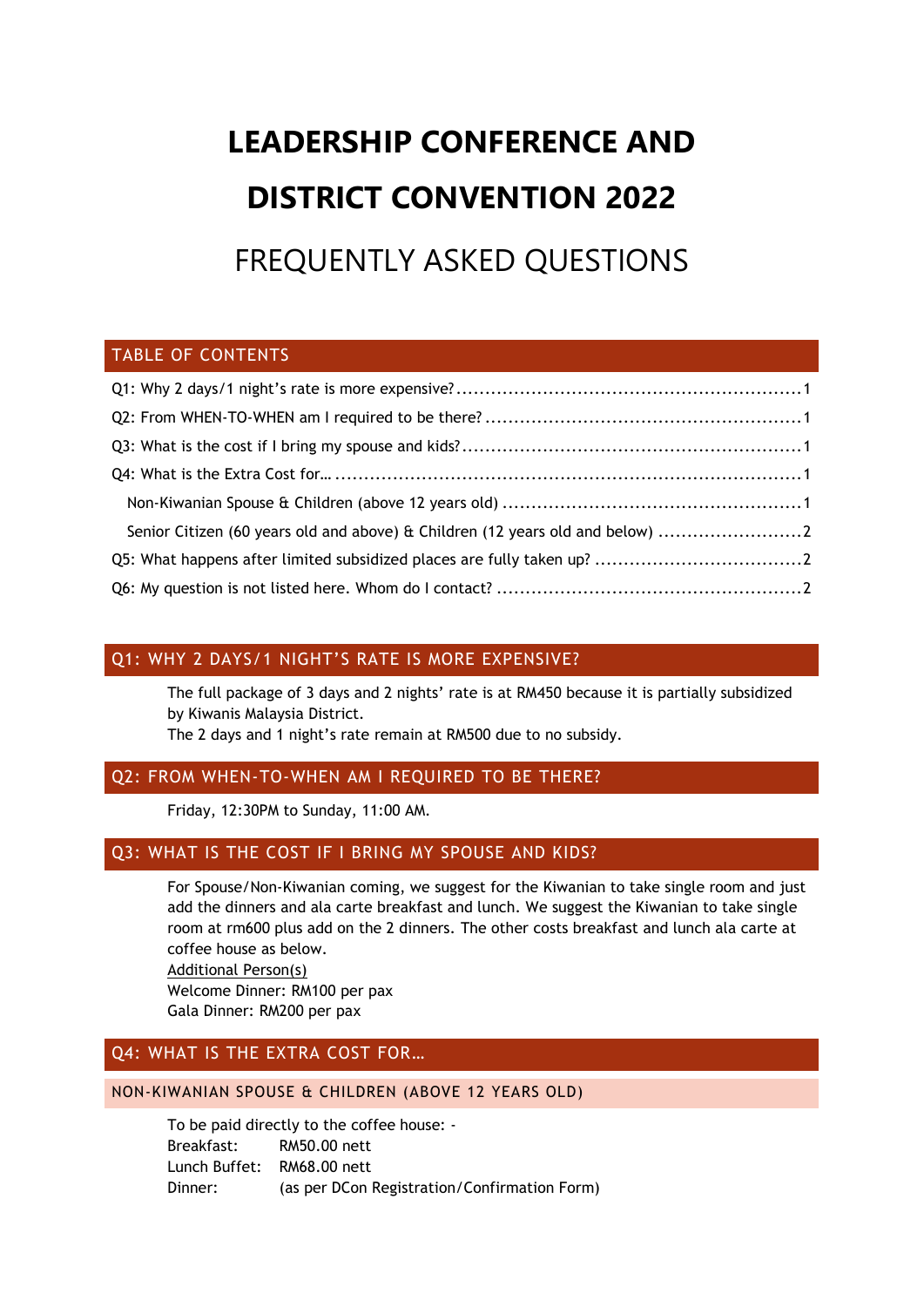# LEADERSHIP CONFERENCE AND DISTRICT CONVENTION 2022

# FREQUENTLY ASKED QUESTIONS

## TABLE OF CONTENTS

Q1: Why 2 days/1 night's rate is more expensive? ........................................................ 1
Q2: From WHEN-TO-WHEN am I required to be there? ................................................... 1
Q3: What is the cost if I bring my spouse and kids? ...................................................... 1
Q4: What is the Extra Cost for… ............................................................................... 1
  Non-Kiwanian Spouse & Children (above 12 years old) ................................................ 1
  Senior Citizen (60 years old and above) & Children (12 years old and below) ..................... 2
Q5: What happens after limited subsidized places are fully taken up? ................................ 2
Q6: My question is not listed here. Whom do I contact? ................................................ 2

## Q1: WHY 2 DAYS/1 NIGHT'S RATE IS MORE EXPENSIVE?

The full package of 3 days and 2 nights' rate is at RM450 because it is partially subsidized by Kiwanis Malaysia District.
The 2 days and 1 night's rate remain at RM500 due to no subsidy.

## Q2: FROM WHEN-TO-WHEN AM I REQUIRED TO BE THERE?

Friday, 12:30PM to Sunday, 11:00 AM.

## Q3: WHAT IS THE COST IF I BRING MY SPOUSE AND KIDS?

For Spouse/Non-Kiwanian coming, we suggest for the Kiwanian to take single room and just add the dinners and ala carte breakfast and lunch. We suggest the Kiwanian to take single room at rm600 plus add on the 2 dinners. The other costs breakfast and lunch ala carte at coffee house as below.

Additional Person(s)
Welcome Dinner: RM100 per pax
Gala Dinner: RM200 per pax

## Q4: WHAT IS THE EXTRA COST FOR…

### NON-KIWANIAN SPOUSE & CHILDREN (ABOVE 12 YEARS OLD)

To be paid directly to the coffee house: -
Breakfast: RM50.00 nett
Lunch Buffet: RM68.00 nett
Dinner: (as per DCon Registration/Confirmation Form)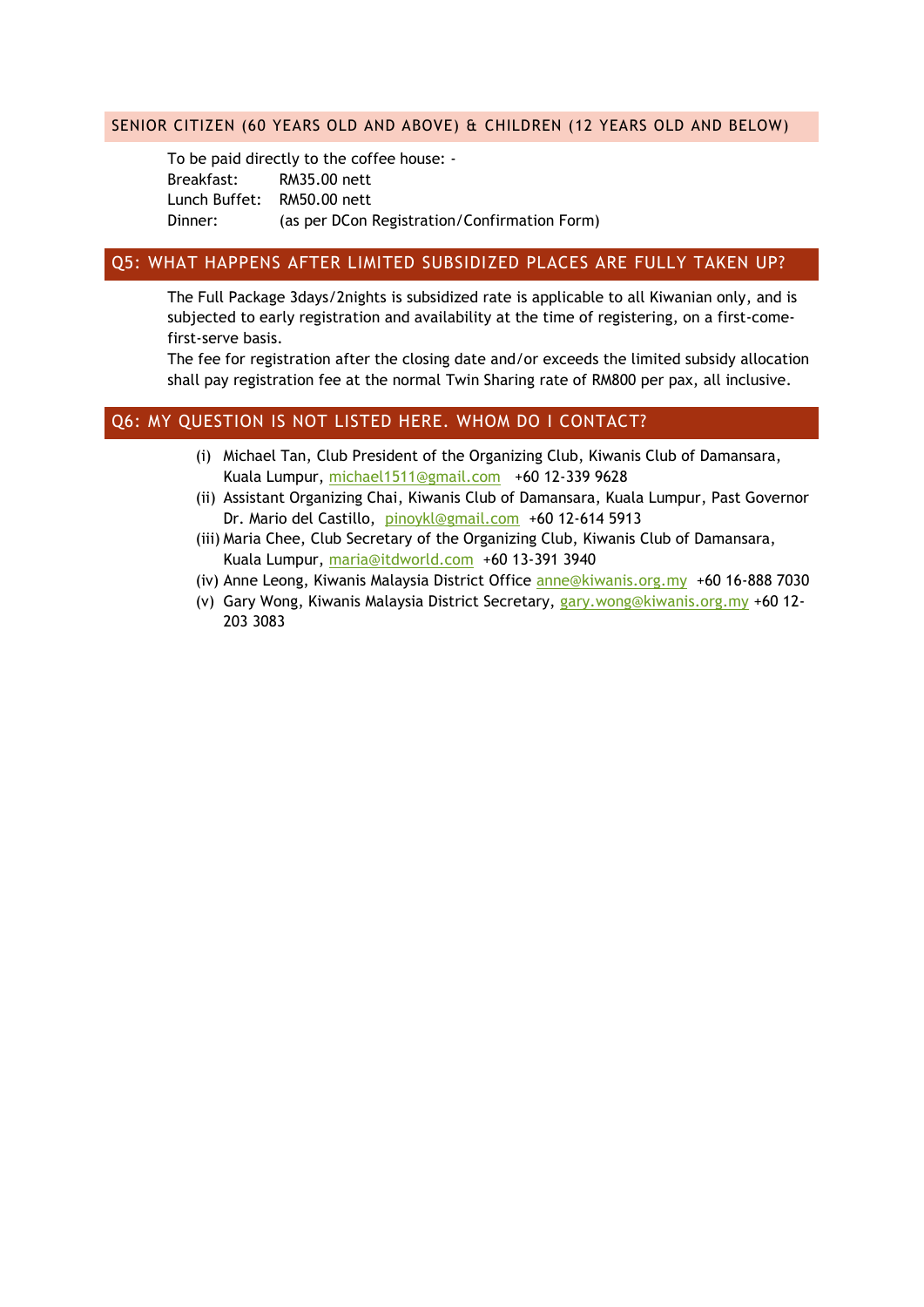## SENIOR CITIZEN (60 YEARS OLD AND ABOVE) & CHILDREN (12 YEARS OLD AND BELOW)

To be paid directly to the coffee house: -

Breakfast: RM35.00 nett
Lunch Buffet: RM50.00 nett
Dinner: (as per DCon Registration/Confirmation Form)

## Q5: WHAT HAPPENS AFTER LIMITED SUBSIDIZED PLACES ARE FULLY TAKEN UP?

The Full Package 3days/2nights is subsidized rate is applicable to all Kiwanian only, and is subjected to early registration and availability at the time of registering, on a first-come-first-serve basis.

The fee for registration after the closing date and/or exceeds the limited subsidy allocation shall pay registration fee at the normal Twin Sharing rate of RM800 per pax, all inclusive.

## Q6: MY QUESTION IS NOT LISTED HERE. WHOM DO I CONTACT?

(i) Michael Tan, Club President of the Organizing Club, Kiwanis Club of Damansara, Kuala Lumpur, michael1511@gmail.com +60 12-339 9628

(ii) Assistant Organizing Chai, Kiwanis Club of Damansara, Kuala Lumpur, Past Governor Dr. Mario del Castillo, pinoykl@gmail.com +60 12-614 5913

(iii) Maria Chee, Club Secretary of the Organizing Club, Kiwanis Club of Damansara, Kuala Lumpur, maria@itdworld.com +60 13-391 3940

(iv) Anne Leong, Kiwanis Malaysia District Office anne@kiwanis.org.my +60 16-888 7030

(v) Gary Wong, Kiwanis Malaysia District Secretary, gary.wong@kiwanis.org.my +60 12-203 3083